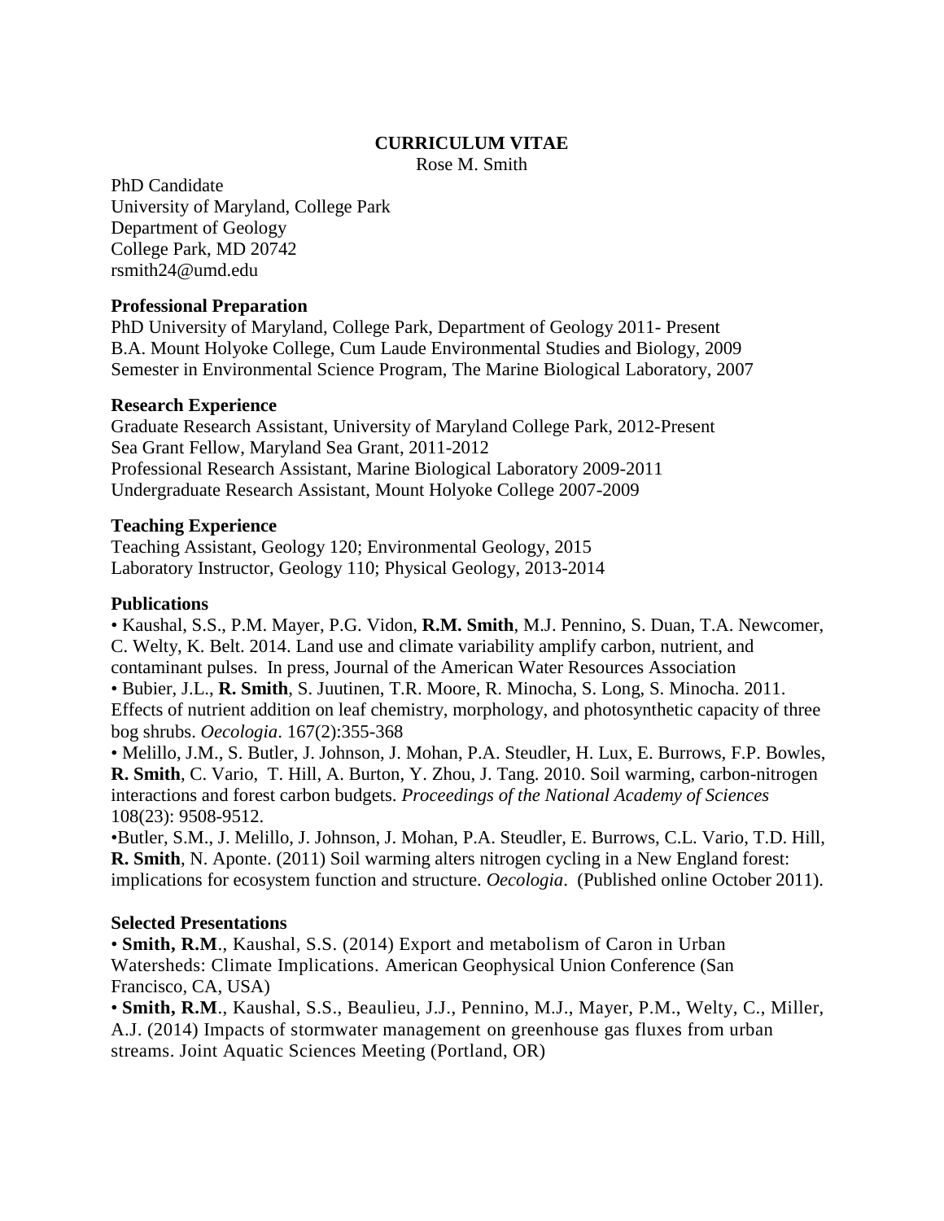# CURRICULUM VITAE

Rose M. Smith

PhD Candidate
University of Maryland, College Park
Department of Geology
College Park, MD 20742
rsmith24@umd.edu

## Professional Preparation

PhD University of Maryland, College Park, Department of Geology 2011- Present
B.A. Mount Holyoke College, Cum Laude Environmental Studies and Biology, 2009
Semester in Environmental Science Program, The Marine Biological Laboratory, 2007

## Research Experience

Graduate Research Assistant, University of Maryland College Park, 2012-Present
Sea Grant Fellow, Maryland Sea Grant, 2011-2012
Professional Research Assistant, Marine Biological Laboratory 2009-2011
Undergraduate Research Assistant, Mount Holyoke College 2007-2009

## Teaching Experience

Teaching Assistant, Geology 120; Environmental Geology, 2015
Laboratory Instructor, Geology 110; Physical Geology, 2013-2014

## Publications

• Kaushal, S.S., P.M. Mayer, P.G. Vidon, **R.M. Smith**, M.J. Pennino, S. Duan, T.A. Newcomer, C. Welty, K. Belt. 2014. Land use and climate variability amplify carbon, nutrient, and contaminant pulses. In press, Journal of the American Water Resources Association
• Bubier, J.L., **R. Smith**, S. Juutinen, T.R. Moore, R. Minocha, S. Long, S. Minocha. 2011. Effects of nutrient addition on leaf chemistry, morphology, and photosynthetic capacity of three bog shrubs. *Oecologia*. 167(2):355-368
• Melillo, J.M., S. Butler, J. Johnson, J. Mohan, P.A. Steudler, H. Lux, E. Burrows, F.P. Bowles, **R. Smith**, C. Vario, T. Hill, A. Burton, Y. Zhou, J. Tang. 2010. Soil warming, carbon-nitrogen interactions and forest carbon budgets. *Proceedings of the National Academy of Sciences* 108(23): 9508-9512.
•Butler, S.M., J. Melillo, J. Johnson, J. Mohan, P.A. Steudler, E. Burrows, C.L. Vario, T.D. Hill, **R. Smith**, N. Aponte. (2011) Soil warming alters nitrogen cycling in a New England forest: implications for ecosystem function and structure. *Oecologia*. (Published online October 2011).

## Selected Presentations

• **Smith, R.M**., Kaushal, S.S. (2014) Export and metabolism of Caron in Urban Watersheds: Climate Implications. American Geophysical Union Conference (San Francisco, CA, USA)
• **Smith, R.M**., Kaushal, S.S., Beaulieu, J.J., Pennino, M.J., Mayer, P.M., Welty, C., Miller, A.J. (2014) Impacts of stormwater management on greenhouse gas fluxes from urban streams. Joint Aquatic Sciences Meeting (Portland, OR)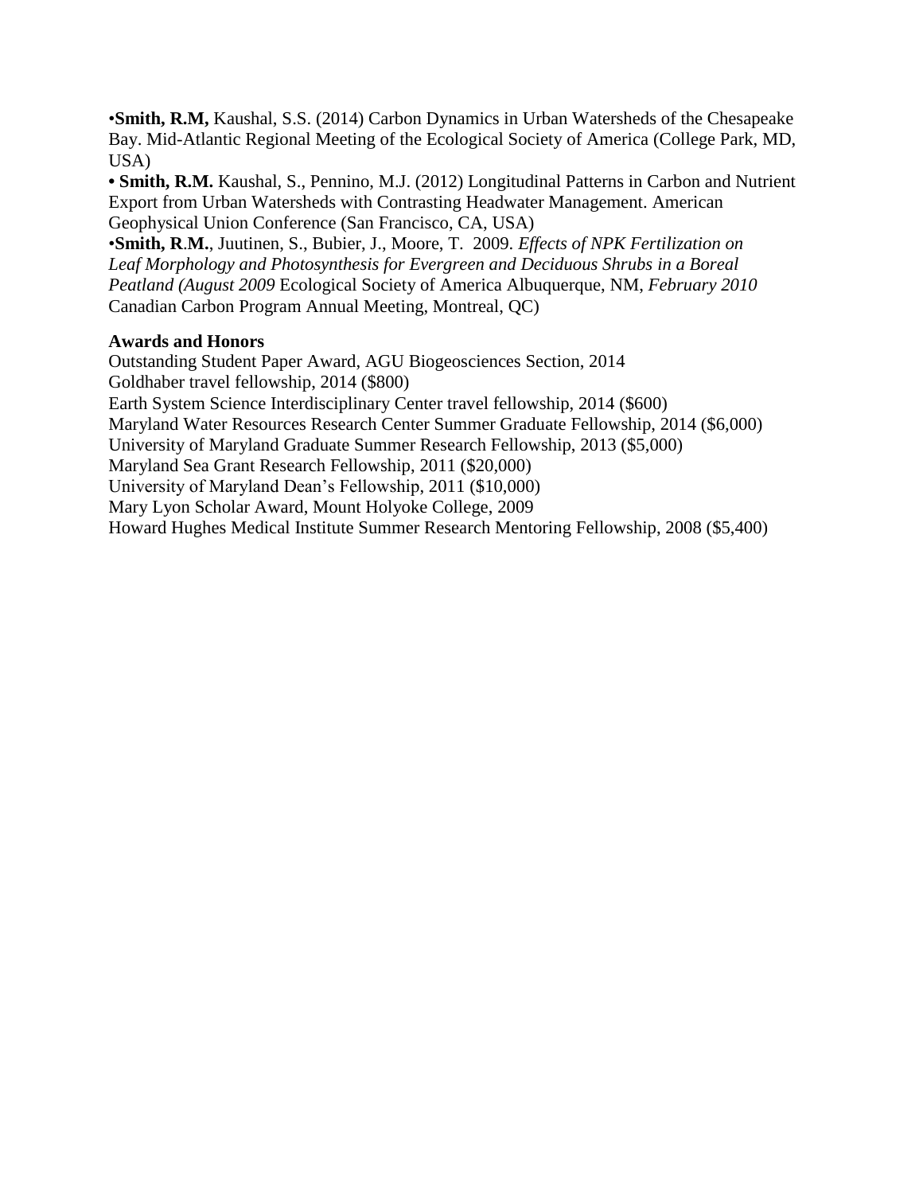•**Smith, R.M,** Kaushal, S.S. (2014) Carbon Dynamics in Urban Watersheds of the Chesapeake Bay. Mid-Atlantic Regional Meeting of the Ecological Society of America (College Park, MD, USA)

• **Smith, R.M.** Kaushal, S., Pennino, M.J. (2012) Longitudinal Patterns in Carbon and Nutrient Export from Urban Watersheds with Contrasting Headwater Management. American Geophysical Union Conference (San Francisco, CA, USA)

•**Smith, R.M.**, Juutinen, S., Bubier, J., Moore, T. 2009. *Effects of NPK Fertilization on Leaf Morphology and Photosynthesis for Evergreen and Deciduous Shrubs in a Boreal Peatland (August 2009* Ecological Society of America Albuquerque, NM, *February 2010* Canadian Carbon Program Annual Meeting, Montreal, QC)

**Awards and Honors**

Outstanding Student Paper Award, AGU Biogeosciences Section, 2014
Goldhaber travel fellowship, 2014 ($800)
Earth System Science Interdisciplinary Center travel fellowship, 2014 ($600)
Maryland Water Resources Research Center Summer Graduate Fellowship, 2014 ($6,000)
University of Maryland Graduate Summer Research Fellowship, 2013 ($5,000)
Maryland Sea Grant Research Fellowship, 2011 ($20,000)
University of Maryland Dean's Fellowship, 2011 ($10,000)
Mary Lyon Scholar Award, Mount Holyoke College, 2009
Howard Hughes Medical Institute Summer Research Mentoring Fellowship, 2008 ($5,400)